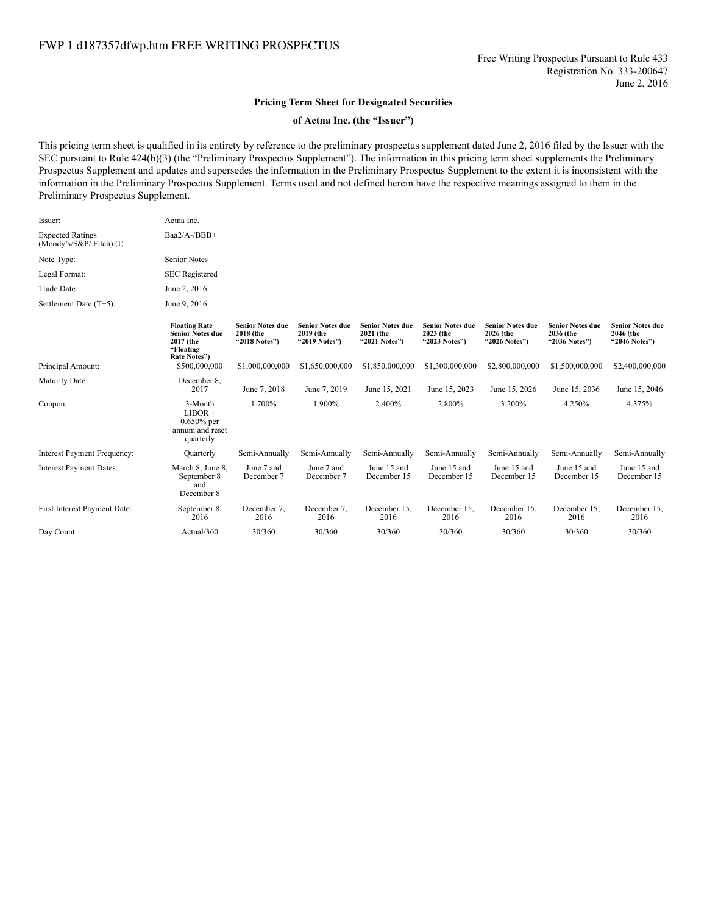FWP 1 d187357dfwp.htm FREE WRITING PROSPECTUS

Free Writing Prospectus Pursuant to Rule 433
Registration No. 333-200647
June 2, 2016

**Pricing Term Sheet for Designated Securities**

**of Aetna Inc. (the "Issuer")**

This pricing term sheet is qualified in its entirety by reference to the preliminary prospectus supplement dated June 2, 2016 filed by the Issuer with the SEC pursuant to Rule 424(b)(3) (the "Preliminary Prospectus Supplement"). The information in this pricing term sheet supplements the Preliminary Prospectus Supplement and updates and supersedes the information in the Preliminary Prospectus Supplement to the extent it is inconsistent with the information in the Preliminary Prospectus Supplement. Terms used and not defined herein have the respective meanings assigned to them in the Preliminary Prospectus Supplement.

| | |
|---|---|
| Issuer: | Aetna Inc. |
| Expected Ratings (Moody's/S&P/ Fitch):(1) | Baa2/A-/BBB+ |
| Note Type: | Senior Notes |
| Legal Format: | SEC Registered |
| Trade Date: | June 2, 2016 |
| Settlement Date (T+5): | June 9, 2016 |

| | **Floating Rate Senior Notes due 2017 (the "Floating Rate Notes")** | **Senior Notes due 2018 (the "2018 Notes")** | **Senior Notes due 2019 (the "2019 Notes")** | **Senior Notes due 2021 (the "2021 Notes")** | **Senior Notes due 2023 (the "2023 Notes")** | **Senior Notes due 2026 (the "2026 Notes")** | **Senior Notes due 2036 (the "2036 Notes")** | **Senior Notes due 2046 (the "2046 Notes")** |
|---|---|---|---|---|---|---|---|---|
| Principal Amount: | $500,000,000 | $1,000,000,000 | $1,650,000,000 | $1,850,000,000 | $1,300,000,000 | $2,800,000,000 | $1,500,000,000 | $2,400,000,000 |
| Maturity Date: | December 8, 2017 | June 7, 2018 | June 7, 2019 | June 15, 2021 | June 15, 2023 | June 15, 2026 | June 15, 2036 | June 15, 2046 |
| Coupon: | 3-Month LIBOR + 0.650% per annum and reset quarterly | 1.700% | 1.900% | 2.400% | 2.800% | 3.200% | 4.250% | 4.375% |
| Interest Payment Frequency: | Quarterly | Semi-Annually | Semi-Annually | Semi-Annually | Semi-Annually | Semi-Annually | Semi-Annually | Semi-Annually |
| Interest Payment Dates: | March 8, June 8, September 8 and December 8 | June 7 and December 7 | June 7 and December 7 | June 15 and December 15 | June 15 and December 15 | June 15 and December 15 | June 15 and December 15 | June 15 and December 15 |
| First Interest Payment Date: | September 8, 2016 | December 7, 2016 | December 7, 2016 | December 15, 2016 | December 15, 2016 | December 15, 2016 | December 15, 2016 | December 15, 2016 |
| Day Count: | Actual/360 | 30/360 | 30/360 | 30/360 | 30/360 | 30/360 | 30/360 | 30/360 |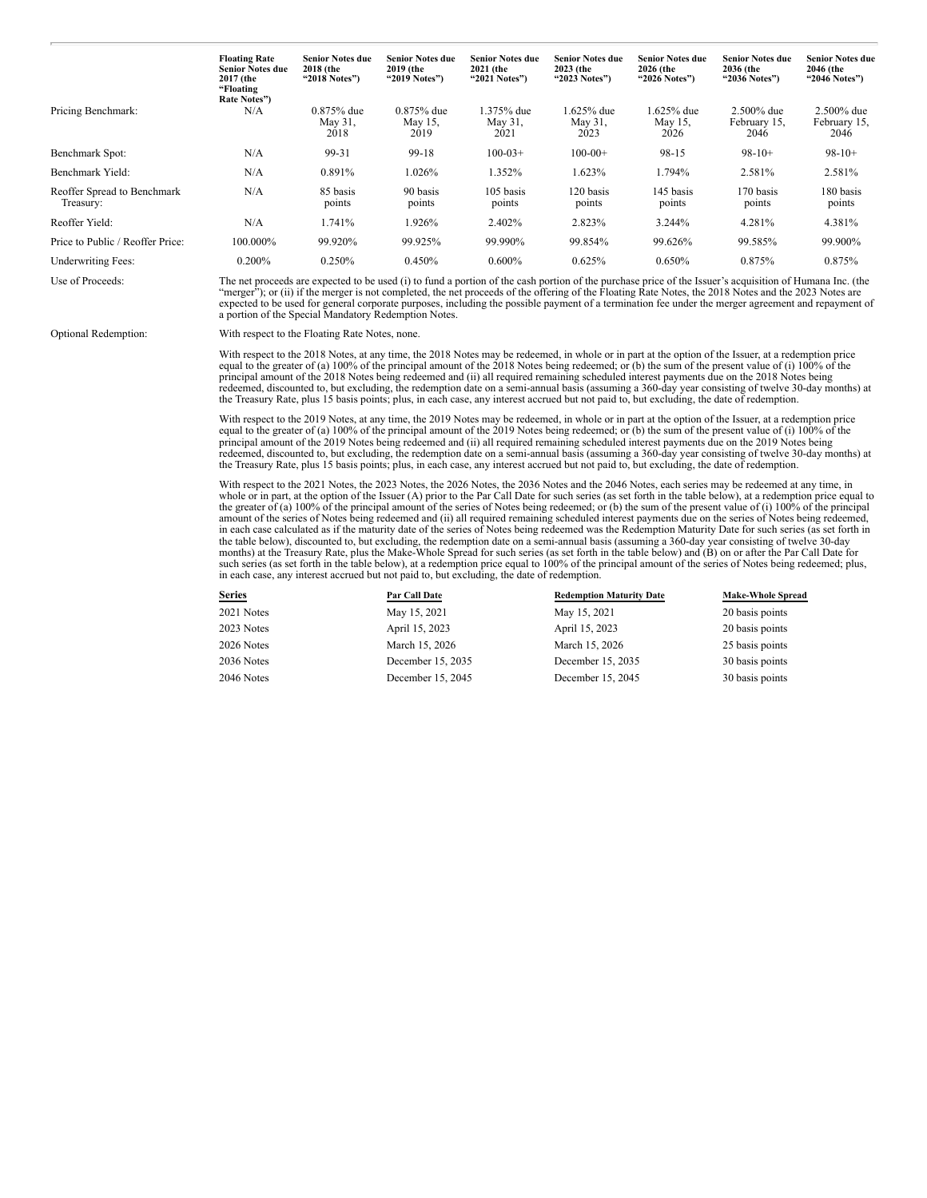| | Floating Rate Senior Notes due 2017 (the "Floating Rate Notes") | Senior Notes due 2018 (the "2018 Notes") | Senior Notes due 2019 (the "2019 Notes") | Senior Notes due 2021 (the "2021 Notes") | Senior Notes due 2023 (the "2023 Notes") | Senior Notes due 2026 (the "2026 Notes") | Senior Notes due 2036 (the "2036 Notes") | Senior Notes due 2046 (the "2046 Notes") |
|---|---|---|---|---|---|---|---|---|
| Pricing Benchmark: | N/A | 0.875% due May 31, 2018 | 0.875% due May 15, 2019 | 1.375% due May 31, 2021 | 1.625% due May 31, 2023 | 1.625% due May 15, 2026 | 2.500% due February 15, 2046 | 2.500% due February 15, 2046 |
| Benchmark Spot: | N/A | 99-31 | 99-18 | 100-03+ | 100-00+ | 98-15 | 98-10+ | 98-10+ |
| Benchmark Yield: | N/A | 0.891% | 1.026% | 1.352% | 1.623% | 1.794% | 2.581% | 2.581% |
| Reoffer Spread to Benchmark Treasury: | N/A | 85 basis points | 90 basis points | 105 basis points | 120 basis points | 145 basis points | 170 basis points | 180 basis points |
| Reoffer Yield: | N/A | 1.741% | 1.926% | 2.402% | 2.823% | 3.244% | 4.281% | 4.381% |
| Price to Public / Reoffer Price: | 100.000% | 99.920% | 99.925% | 99.990% | 99.854% | 99.626% | 99.585% | 99.900% |
| Underwriting Fees: | 0.200% | 0.250% | 0.450% | 0.600% | 0.625% | 0.650% | 0.875% | 0.875% |

Use of Proceeds: The net proceeds are expected to be used (i) to fund a portion of the cash portion of the purchase price of the Issuer's acquisition of Humana Inc. (the "merger"); or (ii) if the merger is not completed, the net proceeds of the offering of the Floating Rate Notes, the 2018 Notes and the 2023 Notes are expected to be used for general corporate purposes, including the possible payment of a termination fee under the merger agreement and repayment of a portion of the Special Mandatory Redemption Notes.

Optional Redemption: With respect to the Floating Rate Notes, none.

With respect to the 2018 Notes, at any time, the 2018 Notes may be redeemed, in whole or in part at the option of the Issuer, at a redemption price equal to the greater of (a) 100% of the principal amount of the 2018 Notes being redeemed; or (b) the sum of the present value of (i) 100% of the principal amount of the 2018 Notes being redeemed and (ii) all required remaining scheduled interest payments due on the 2018 Notes being redeemed, discounted to, but excluding, the redemption date on a semi-annual basis (assuming a 360-day year consisting of twelve 30-day months) at the Treasury Rate, plus 15 basis points; plus, in each case, any interest accrued but not paid to, but excluding, the date of redemption.

With respect to the 2019 Notes, at any time, the 2019 Notes may be redeemed, in whole or in part at the option of the Issuer, at a redemption price equal to the greater of (a) 100% of the principal amount of the 2019 Notes being redeemed; or (b) the sum of the present value of (i) 100% of the principal amount of the 2019 Notes being redeemed and (ii) all required remaining scheduled interest payments due on the 2019 Notes being redeemed, discounted to, but excluding, the redemption date on a semi-annual basis (assuming a 360-day year consisting of twelve 30-day months) at the Treasury Rate, plus 15 basis points; plus, in each case, any interest accrued but not paid to, but excluding, the date of redemption.

With respect to the 2021 Notes, the 2023 Notes, the 2026 Notes, the 2036 Notes and the 2046 Notes, each series may be redeemed at any time, in whole or in part, at the option of the Issuer (A) prior to the Par Call Date for such series (as set forth in the table below), at a redemption price equal to the greater of (a) 100% of the principal amount of the series of Notes being redeemed; or (b) the sum of the present value of (i) 100% of the principal amount of the series of Notes being redeemed and (ii) all required remaining scheduled interest payments due on the series of Notes being redeemed, in each case calculated as if the maturity date of the series of Notes being redeemed was the Redemption Maturity Date for such series (as set forth in the table below), discounted to, but excluding, the redemption date on a semi-annual basis (assuming a 360-day year consisting of twelve 30-day months) at the Treasury Rate, plus the Make-Whole Spread for such series (as set forth in the table below) and (B) on or after the Par Call Date for such series (as set forth in the table below), at a redemption price equal to 100% of the principal amount of the series of Notes being redeemed; plus, in each case, any interest accrued but not paid to, but excluding, the date of redemption.

| Series | Par Call Date | Redemption Maturity Date | Make-Whole Spread |
|---|---|---|---|
| 2021 Notes | May 15, 2021 | May 15, 2021 | 20 basis points |
| 2023 Notes | April 15, 2023 | April 15, 2023 | 20 basis points |
| 2026 Notes | March 15, 2026 | March 15, 2026 | 25 basis points |
| 2036 Notes | December 15, 2035 | December 15, 2035 | 30 basis points |
| 2046 Notes | December 15, 2045 | December 15, 2045 | 30 basis points |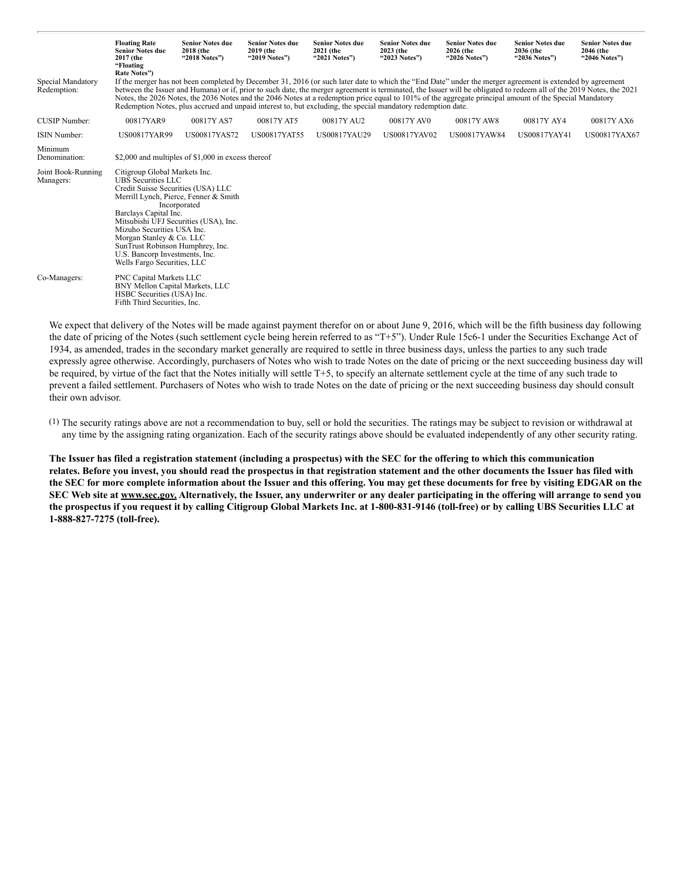| | Floating Rate Senior Notes due 2017 (the "Floating Rate Notes") | Senior Notes due 2018 (the "2018 Notes") | Senior Notes due 2019 (the "2019 Notes") | Senior Notes due 2021 (the "2021 Notes") | Senior Notes due 2023 (the "2023 Notes") | Senior Notes due 2026 (the "2026 Notes") | Senior Notes due 2036 (the "2036 Notes") | Senior Notes due 2046 (the "2046 Notes") |
|---|---|---|---|---|---|---|---|---|
| Special Mandatory Redemption: | If the merger has not been completed by December 31, 2016 (or such later date to which the "End Date" under the merger agreement is extended by agreement between the Issuer and Humana) or if, prior to such date, the merger agreement is terminated, the Issuer will be obligated to redeem all of the 2019 Notes, the 2021 Notes, the 2026 Notes, the 2036 Notes and the 2046 Notes at a redemption price equal to 101% of the aggregate principal amount of the Special Mandatory Redemption Notes, plus accrued and unpaid interest to, but excluding, the special mandatory redemption date. | | | | | | | |
| CUSIP Number: | 00817YAR9 | 00817Y AS7 | 00817Y AT5 | 00817Y AU2 | 00817Y AV0 | 00817Y AW8 | 00817Y AY4 | 00817Y AX6 |
| ISIN Number: | US00817YAR99 | US00817YAS72 | US00817YAT55 | US00817YAU29 | US00817YAV02 | US00817YAW84 | US00817YAY41 | US00817YAX67 |
| Minimum Denomination: | $2,000 and multiples of $1,000 in excess thereof | | | | | | | |
| Joint Book-Running Managers: | Citigroup Global Markets Inc.<br>UBS Securities LLC<br>Credit Suisse Securities (USA) LLC<br>Merrill Lynch, Pierce, Fenner & Smith Incorporated<br>Barclays Capital Inc.<br>Mitsubishi UFJ Securities (USA), Inc.<br>Mizuho Securities USA Inc.<br>Morgan Stanley & Co. LLC<br>SunTrust Robinson Humphrey, Inc.<br>U.S. Bancorp Investments, Inc.<br>Wells Fargo Securities, LLC | | | | | | | |
| Co-Managers: | PNC Capital Markets LLC<br>BNY Mellon Capital Markets, LLC<br>HSBC Securities (USA) Inc.<br>Fifth Third Securities, Inc. | | | | | | | |

We expect that delivery of the Notes will be made against payment therefor on or about June 9, 2016, which will be the fifth business day following the date of pricing of the Notes (such settlement cycle being herein referred to as "T+5"). Under Rule 15c6-1 under the Securities Exchange Act of 1934, as amended, trades in the secondary market generally are required to settle in three business days, unless the parties to any such trade expressly agree otherwise. Accordingly, purchasers of Notes who wish to trade Notes on the date of pricing or the next succeeding business day will be required, by virtue of the fact that the Notes initially will settle T+5, to specify an alternate settlement cycle at the time of any such trade to prevent a failed settlement. Purchasers of Notes who wish to trade Notes on the date of pricing or the next succeeding business day should consult their own advisor.

(1) The security ratings above are not a recommendation to buy, sell or hold the securities. The ratings may be subject to revision or withdrawal at any time by the assigning rating organization. Each of the security ratings above should be evaluated independently of any other security rating.

**The Issuer has filed a registration statement (including a prospectus) with the SEC for the offering to which this communication relates. Before you invest, you should read the prospectus in that registration statement and the other documents the Issuer has filed with the SEC for more complete information about the Issuer and this offering. You may get these documents for free by visiting EDGAR on the SEC Web site at www.sec.gov. Alternatively, the Issuer, any underwriter or any dealer participating in the offering will arrange to send you the prospectus if you request it by calling Citigroup Global Markets Inc. at 1-800-831-9146 (toll-free) or by calling UBS Securities LLC at 1-888-827-7275 (toll-free).**